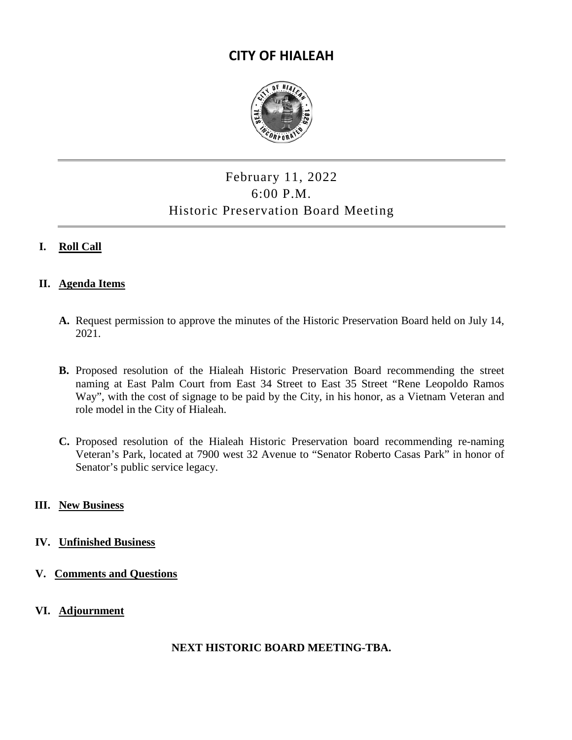# CITY OF HIALEAH

February 11, 2022
6:00 P.M.
Historic Preservation Board Meeting

## I. Roll Call

## II. Agenda Items

**A.** Request permission to approve the minutes of the Historic Preservation Board held on July 14, 2021.

**B.** Proposed resolution of the Hialeah Historic Preservation Board recommending the street naming at East Palm Court from East 34 Street to East 35 Street "Rene Leopoldo Ramos Way", with the cost of signage to be paid by the City, in his honor, as a Vietnam Veteran and role model in the City of Hialeah.

**C.** Proposed resolution of the Hialeah Historic Preservation board recommending re-naming Veteran's Park, located at 7900 west 32 Avenue to "Senator Roberto Casas Park" in honor of Senator's public service legacy.

## III. New Business

## IV. Unfinished Business

## V. Comments and Questions

## VI. Adjournment

**NEXT HISTORIC BOARD MEETING-TBA.**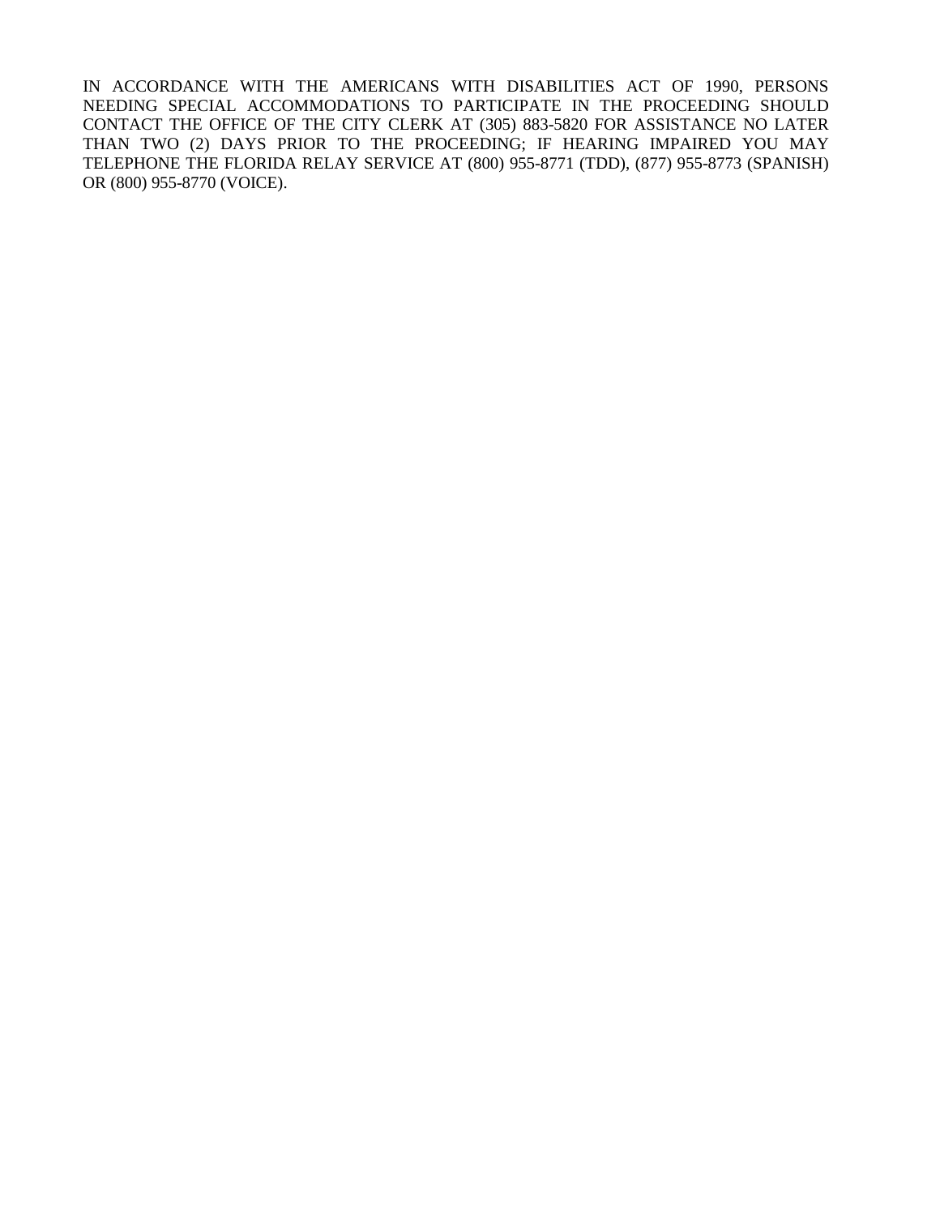IN ACCORDANCE WITH THE AMERICANS WITH DISABILITIES ACT OF 1990, PERSONS NEEDING SPECIAL ACCOMMODATIONS TO PARTICIPATE IN THE PROCEEDING SHOULD CONTACT THE OFFICE OF THE CITY CLERK AT (305) 883-5820 FOR ASSISTANCE NO LATER THAN TWO (2) DAYS PRIOR TO THE PROCEEDING; IF HEARING IMPAIRED YOU MAY TELEPHONE THE FLORIDA RELAY SERVICE AT (800) 955-8771 (TDD), (877) 955-8773 (SPANISH) OR (800) 955-8770 (VOICE).